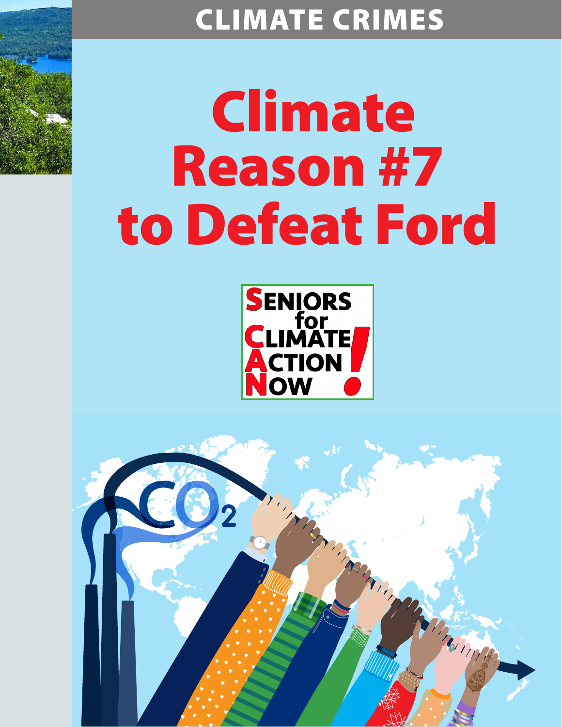CLIMATE CRIMES

# Climate Reason #7 to Defeat Ford

SENIORS for CLIMATE ACTION NOW!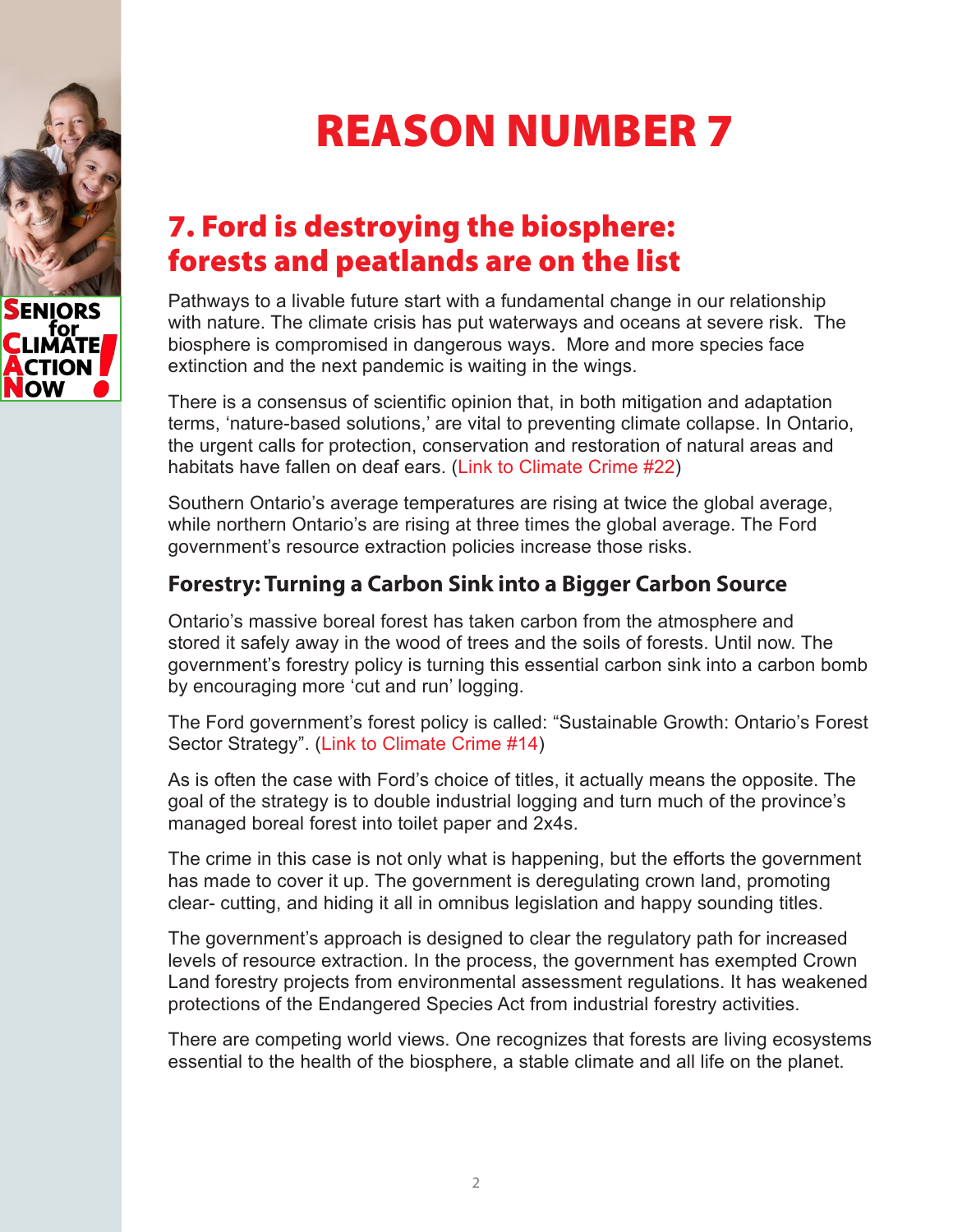# REASON NUMBER 7

## 7. Ford is destroying the biosphere: forests and peatlands are on the list

Pathways to a livable future start with a fundamental change in our relationship with nature. The climate crisis has put waterways and oceans at severe risk. The biosphere is compromised in dangerous ways. More and more species face extinction and the next pandemic is waiting in the wings.

There is a consensus of scientific opinion that, in both mitigation and adaptation terms, 'nature-based solutions,' are vital to preventing climate collapse. In Ontario, the urgent calls for protection, conservation and restoration of natural areas and habitats have fallen on deaf ears. (Link to Climate Crime #22)

Southern Ontario's average temperatures are rising at twice the global average, while northern Ontario's are rising at three times the global average. The Ford government's resource extraction policies increase those risks.

### Forestry: Turning a Carbon Sink into a Bigger Carbon Source

Ontario's massive boreal forest has taken carbon from the atmosphere and stored it safely away in the wood of trees and the soils of forests. Until now. The government's forestry policy is turning this essential carbon sink into a carbon bomb by encouraging more 'cut and run' logging.

The Ford government's forest policy is called: "Sustainable Growth: Ontario's Forest Sector Strategy". (Link to Climate Crime #14)

As is often the case with Ford's choice of titles, it actually means the opposite. The goal of the strategy is to double industrial logging and turn much of the province's managed boreal forest into toilet paper and 2x4s.

The crime in this case is not only what is happening, but the efforts the government has made to cover it up. The government is deregulating crown land, promoting clear- cutting, and hiding it all in omnibus legislation and happy sounding titles.

The government's approach is designed to clear the regulatory path for increased levels of resource extraction. In the process, the government has exempted Crown Land forestry projects from environmental assessment regulations. It has weakened protections of the Endangered Species Act from industrial forestry activities.

There are competing world views. One recognizes that forests are living ecosystems essential to the health of the biosphere, a stable climate and all life on the planet.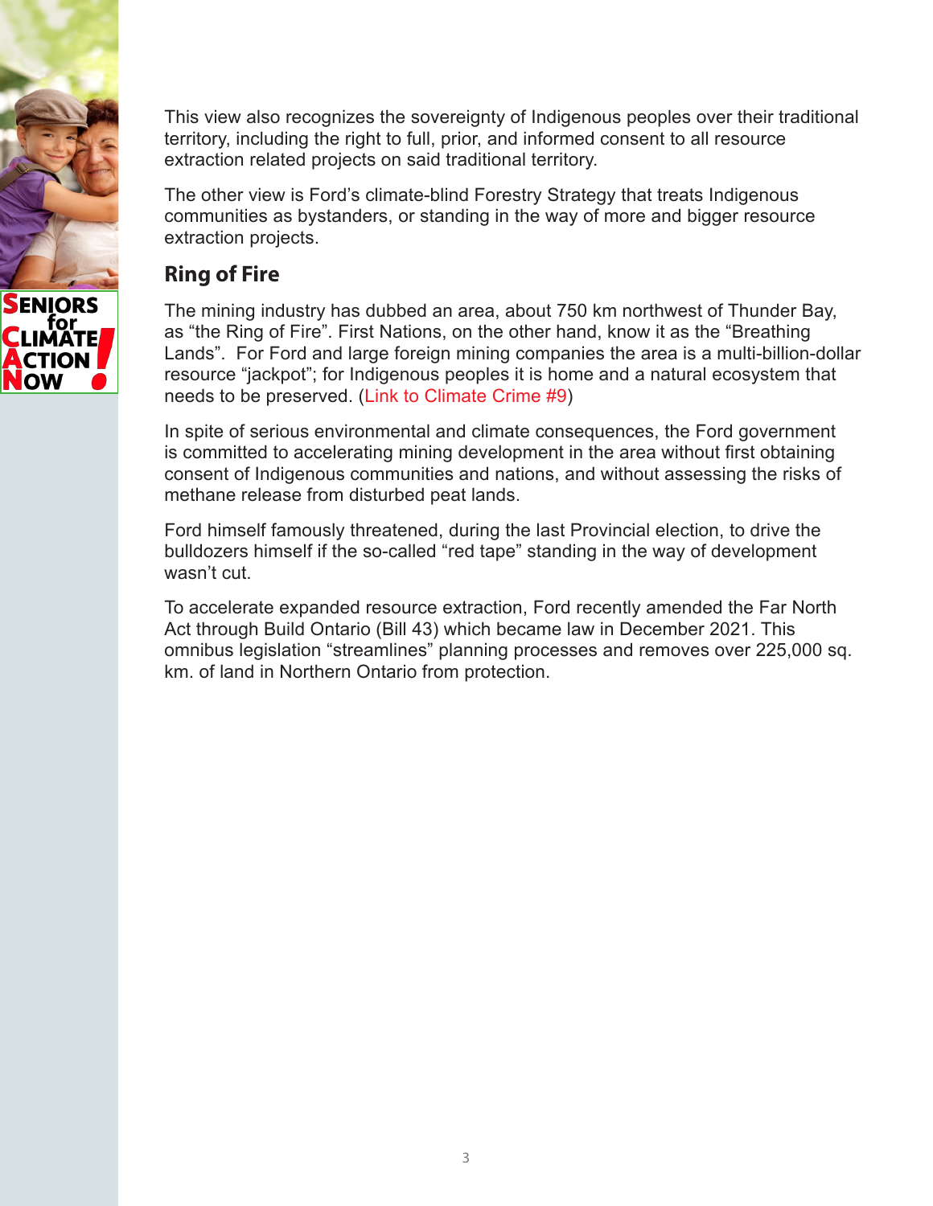This view also recognizes the sovereignty of Indigenous peoples over their traditional territory, including the right to full, prior, and informed consent to all resource extraction related projects on said traditional territory.

The other view is Ford's climate-blind Forestry Strategy that treats Indigenous communities as bystanders, or standing in the way of more and bigger resource extraction projects.

## Ring of Fire

The mining industry has dubbed an area, about 750 km northwest of Thunder Bay, as "the Ring of Fire". First Nations, on the other hand, know it as the "Breathing Lands". For Ford and large foreign mining companies the area is a multi-billion-dollar resource "jackpot"; for Indigenous peoples it is home and a natural ecosystem that needs to be preserved. (Link to Climate Crime #9)

In spite of serious environmental and climate consequences, the Ford government is committed to accelerating mining development in the area without first obtaining consent of Indigenous communities and nations, and without assessing the risks of methane release from disturbed peat lands.

Ford himself famously threatened, during the last Provincial election, to drive the bulldozers himself if the so-called "red tape" standing in the way of development wasn't cut.

To accelerate expanded resource extraction, Ford recently amended the Far North Act through Build Ontario (Bill 43) which became law in December 2021. This omnibus legislation "streamlines" planning processes and removes over 225,000 sq. km. of land in Northern Ontario from protection.